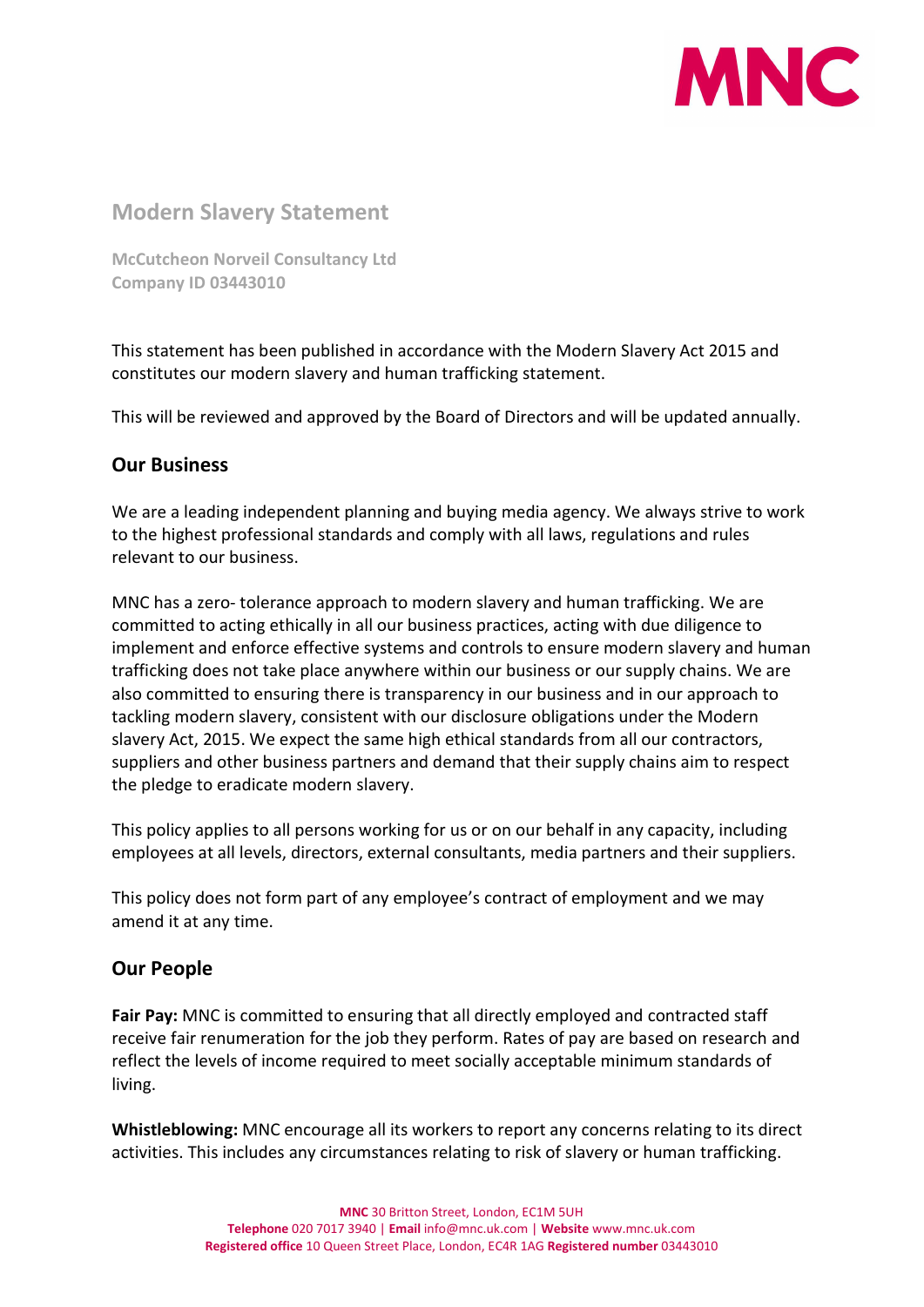MNC

# Modern Slavery Statement

**McCutcheon Norveil Consultancy Ltd**
**Company ID 03443010**

This statement has been published in accordance with the Modern Slavery Act 2015 and constitutes our modern slavery and human trafficking statement.

This will be reviewed and approved by the Board of Directors and will be updated annually.

## Our Business

We are a leading independent planning and buying media agency. We always strive to work to the highest professional standards and comply with all laws, regulations and rules relevant to our business.

MNC has a zero- tolerance approach to modern slavery and human trafficking. We are committed to acting ethically in all our business practices, acting with due diligence to implement and enforce effective systems and controls to ensure modern slavery and human trafficking does not take place anywhere within our business or our supply chains. We are also committed to ensuring there is transparency in our business and in our approach to tackling modern slavery, consistent with our disclosure obligations under the Modern slavery Act, 2015. We expect the same high ethical standards from all our contractors, suppliers and other business partners and demand that their supply chains aim to respect the pledge to eradicate modern slavery.

This policy applies to all persons working for us or on our behalf in any capacity, including employees at all levels, directors, external consultants, media partners and their suppliers.

This policy does not form part of any employee's contract of employment and we may amend it at any time.

## Our People

**Fair Pay:** MNC is committed to ensuring that all directly employed and contracted staff receive fair renumeration for the job they perform. Rates of pay are based on research and reflect the levels of income required to meet socially acceptable minimum standards of living.

**Whistleblowing:** MNC encourage all its workers to report any concerns relating to its direct activities. This includes any circumstances relating to risk of slavery or human trafficking.

**MNC** 30 Britton Street, London, EC1M 5UH
**Telephone** 020 7017 3940 | **Email** info@mnc.uk.com | **Website** www.mnc.uk.com
**Registered office** 10 Queen Street Place, London, EC4R 1AG **Registered number** 03443010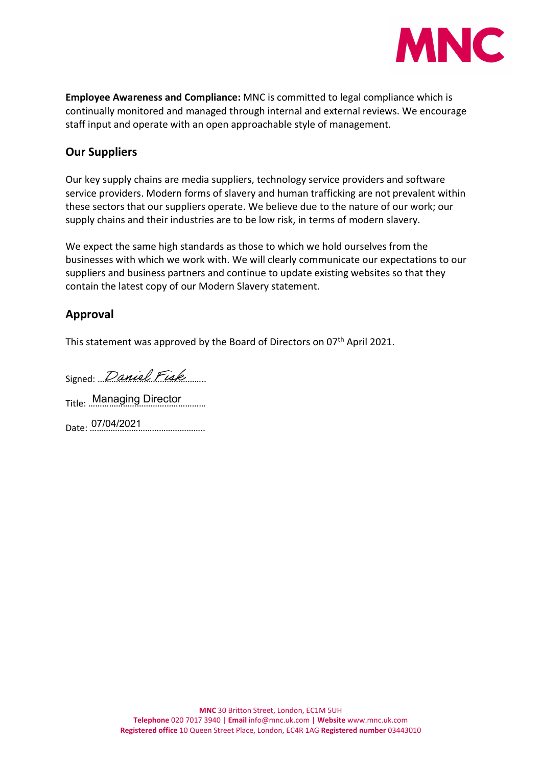**Employee Awareness and Compliance:** MNC is committed to legal compliance which is continually monitored and managed through internal and external reviews. We encourage staff input and operate with an open approachable style of management.

## Our Suppliers

Our key supply chains are media suppliers, technology service providers and software service providers. Modern forms of slavery and human trafficking are not prevalent within these sectors that our suppliers operate. We believe due to the nature of our work; our supply chains and their industries are to be low risk, in terms of modern slavery.

We expect the same high standards as those to which we hold ourselves from the businesses with which we work with. We will clearly communicate our expectations to our suppliers and business partners and continue to update existing websites so that they contain the latest copy of our Modern Slavery statement.

## Approval

This statement was approved by the Board of Directors on 07th April 2021.

Signed: Daniel Fisk

Title: Managing Director

Date: 07/04/2021